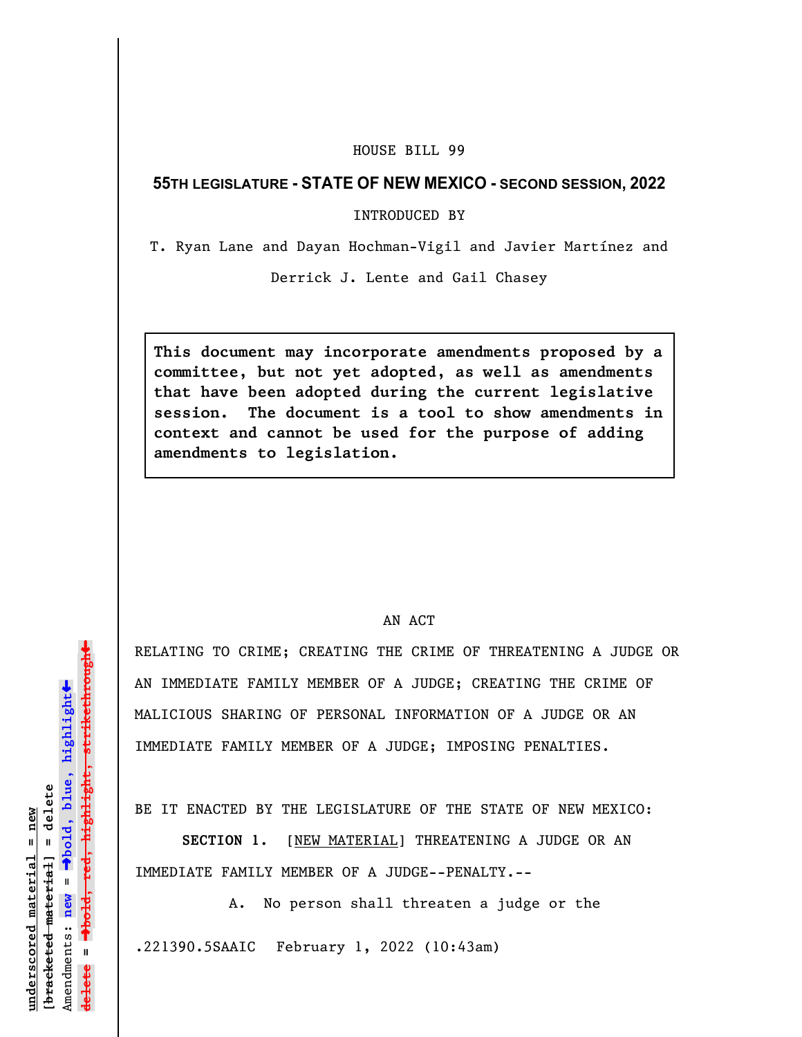HOUSE BILL 99

**55TH LEGISLATURE - STATE OF NEW MEXICO - SECOND SESSION, 2022**

INTRODUCED BY

T. Ryan Lane and Dayan Hochman-Vigil and Javier Martínez and Derrick J. Lente and Gail Chasey

**This document may incorporate amendments proposed by a committee, but not yet adopted, as well as amendments that have been adopted during the current legislative session. The document is a tool to show amendments in context and cannot be used for the purpose of adding amendments to legislation.**

AN ACT

RELATING TO CRIME; CREATING THE CRIME OF THREATENING A JUDGE OR AN IMMEDIATE FAMILY MEMBER OF A JUDGE; CREATING THE CRIME OF MALICIOUS SHARING OF PERSONAL INFORMATION OF A JUDGE OR AN IMMEDIATE FAMILY MEMBER OF A JUDGE; IMPOSING PENALTIES.

BE IT ENACTED BY THE LEGISLATURE OF THE STATE OF NEW MEXICO:

**SECTION 1.** [NEW MATERIAL] THREATENING A JUDGE OR AN IMMEDIATE FAMILY MEMBER OF A JUDGE--PENALTY.--

A. No person shall threaten a judge or the

.221390.5SAAIC February 1, 2022 (10:43am)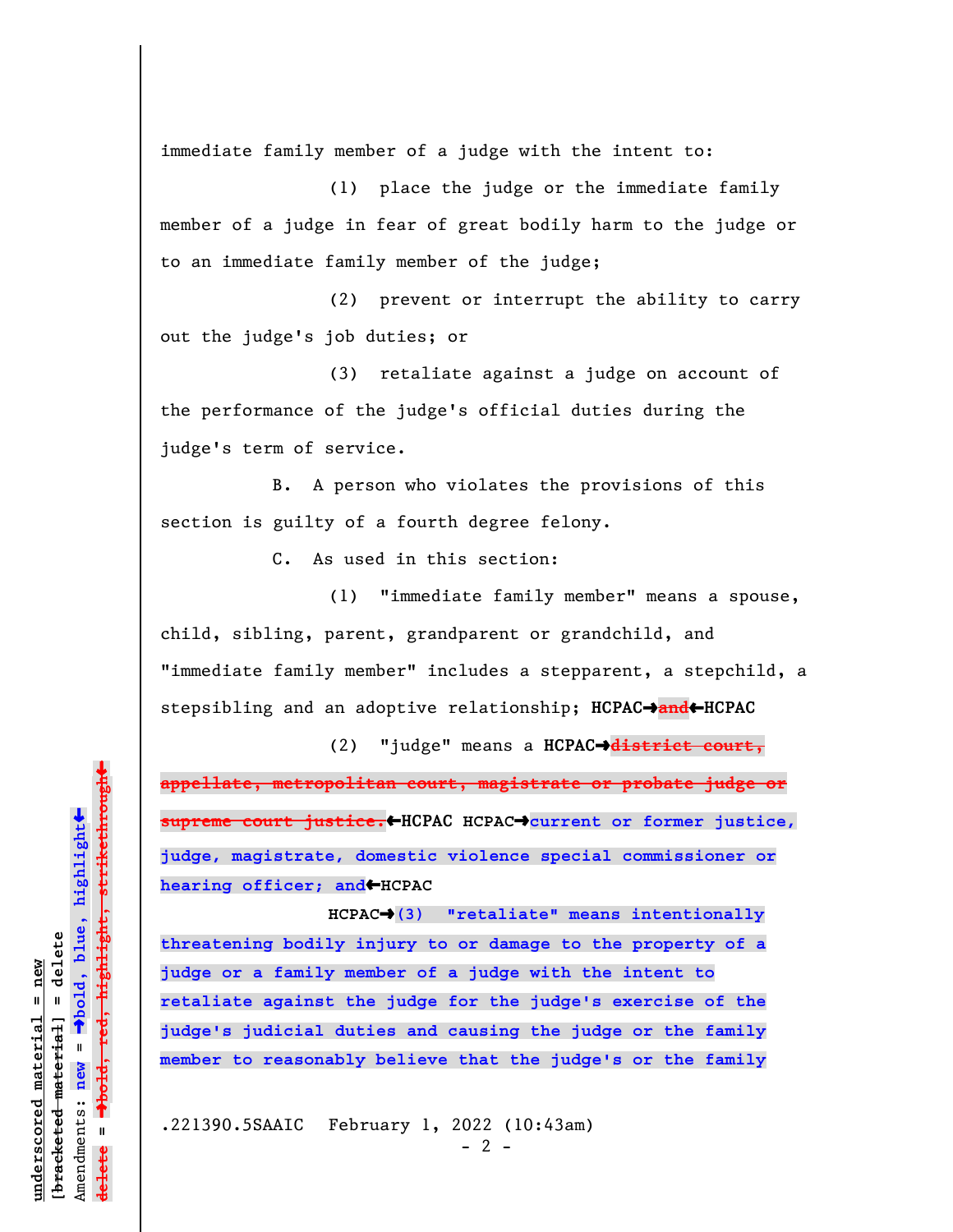immediate family member of a judge with the intent to:

(1) place the judge or the immediate family member of a judge in fear of great bodily harm to the judge or to an immediate family member of the judge;

(2) prevent or interrupt the ability to carry out the judge's job duties; or

(3) retaliate against a judge on account of the performance of the judge's official duties during the judge's term of service.

B. A person who violates the provisions of this section is guilty of a fourth degree felony.

C. As used in this section:

(1) "immediate family member" means a spouse, child, sibling, parent, grandparent or grandchild, and "immediate family member" includes a stepparent, a stepchild, a stepsibling and an adoptive relationship; **HCPAC→**~~**and**~~**←HCPAC**

(2) "judge" means a **HCPAC→**~~**district court, appellate, metropolitan court, magistrate or probate judge or supreme court justice.**~~**←HCPAC HCPAC→current or former justice, judge, magistrate, domestic violence special commissioner or hearing officer; and←HCPAC**

**HCPAC→(3) "retaliate" means intentionally threatening bodily injury to or damage to the property of a judge or a family member of a judge with the intent to retaliate against the judge for the judge's exercise of the judge's judicial duties and causing the judge or the family member to reasonably believe that the judge's or the family**

.221390.5SAAIC February 1, 2022 (10:43am)

underscored material = new
[bracketed material] = delete
Amendments: new = →bold, blue, highlight←
delete = →bold, red, highlight, strikethrough←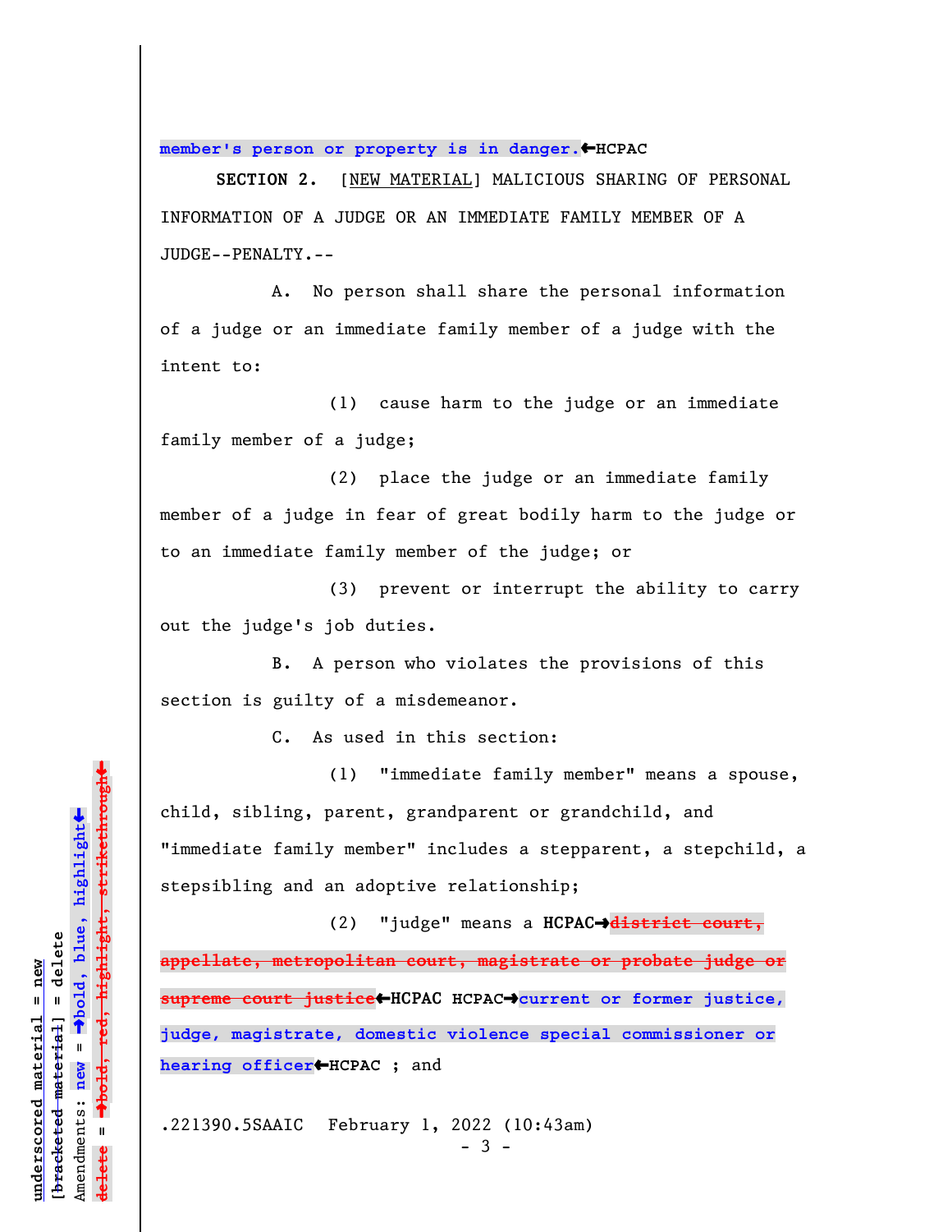**member's person or property is in danger.**←HCPAC

SECTION 2. [NEW MATERIAL] MALICIOUS SHARING OF PERSONAL INFORMATION OF A JUDGE OR AN IMMEDIATE FAMILY MEMBER OF A JUDGE--PENALTY.--

A. No person shall share the personal information of a judge or an immediate family member of a judge with the intent to:

(1) cause harm to the judge or an immediate family member of a judge;

(2) place the judge or an immediate family member of a judge in fear of great bodily harm to the judge or to an immediate family member of the judge; or

(3) prevent or interrupt the ability to carry out the judge's job duties.

B. A person who violates the provisions of this section is guilty of a misdemeanor.

C. As used in this section:

(1) "immediate family member" means a spouse, child, sibling, parent, grandparent or grandchild, and "immediate family member" includes a stepparent, a stepchild, a stepsibling and an adoptive relationship;

(2) "judge" means a **HCPAC→~~district court, appellate, metropolitan court, magistrate or probate judge or supreme court justice~~←HCPAC HCPAC→current or former justice, judge, magistrate, domestic violence special commissioner or hearing officer←HCPAC** ; and

.221390.5SAAIC February 1, 2022 (10:43am)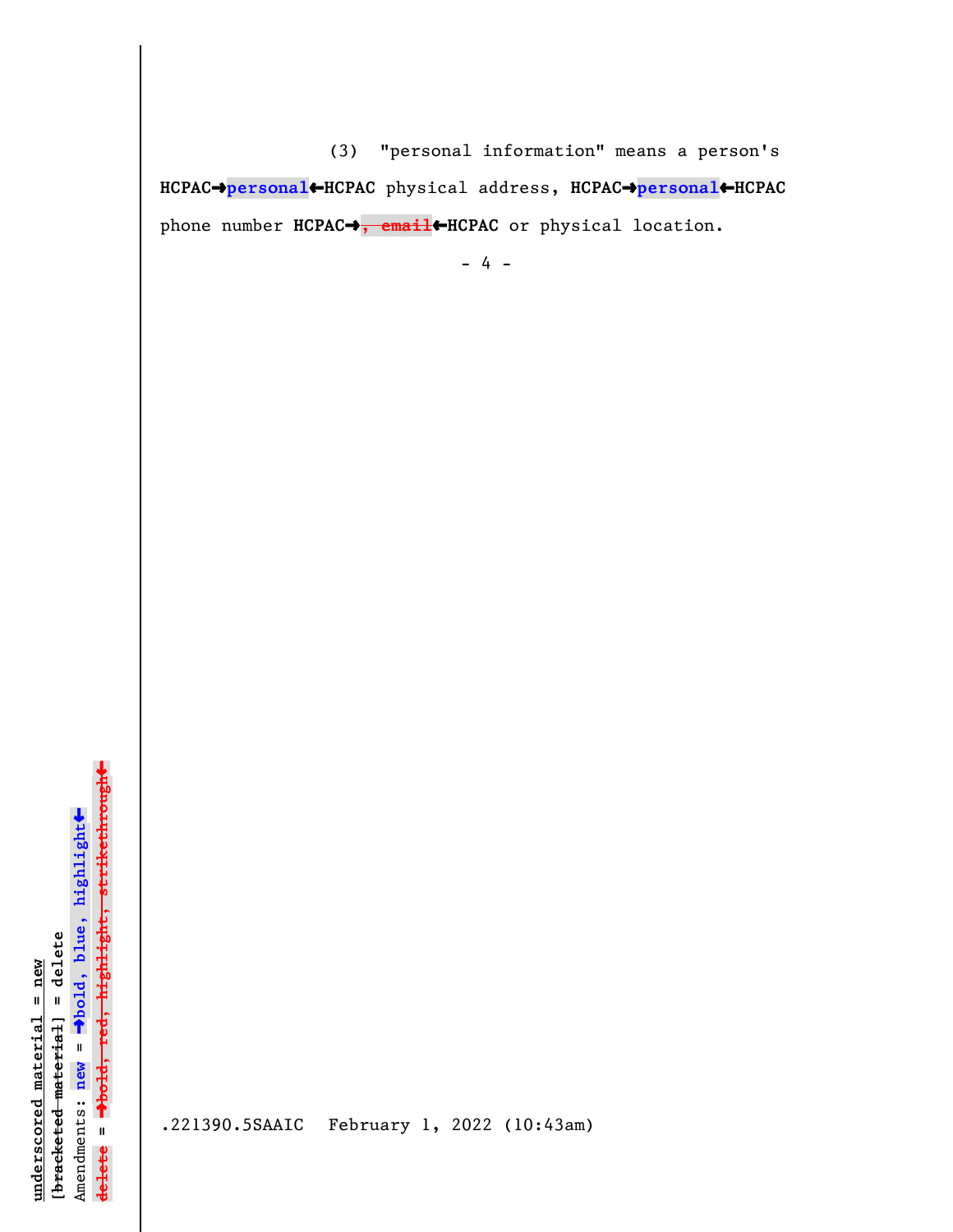(3) "personal information" means a person's **HCPAC➔personal⬅HCPAC** physical address, **HCPAC➔personal⬅HCPAC** phone number **HCPAC➔~~, email~~⬅HCPAC** or physical location.

.221390.5SAAIC February 1, 2022 (10:43am)